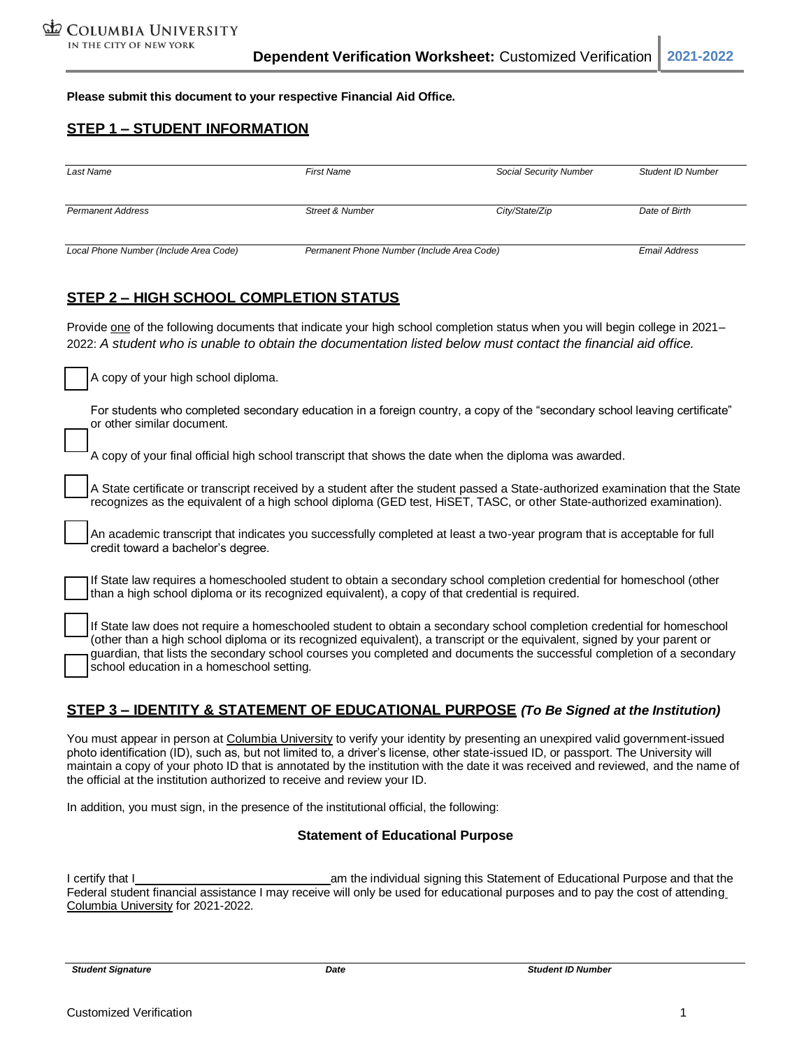COLUMBIA UNIVERSITY
IN THE CITY OF NEW YORK

# Dependent Verification Worksheet: Customized Verification | 2021-2022

**Please submit this document to your respective Financial Aid Office.**

## STEP 1 – STUDENT INFORMATION

| Last Name | First Name | Social Security Number | Student ID Number |
|---|---|---|---|
| | | | |

| Permanent Address | Street & Number | City/State/Zip | Date of Birth |
|---|---|---|---|
| | | | |

| Local Phone Number (Include Area Code) | Permanent Phone Number (Include Area Code) | Email Address |
|---|---|---|
| | | |

## STEP 2 – HIGH SCHOOL COMPLETION STATUS

Provide one of the following documents that indicate your high school completion status when you will begin college in 2021–2022: *A student who is unable to obtain the documentation listed below must contact the financial aid office.*

☐ A copy of your high school diploma.

☐ For students who completed secondary education in a foreign country, a copy of the "secondary school leaving certificate" or other similar document.

☐ A copy of your final official high school transcript that shows the date when the diploma was awarded.

☐ A State certificate or transcript received by a student after the student passed a State-authorized examination that the State recognizes as the equivalent of a high school diploma (GED test, HiSET, TASC, or other State-authorized examination).

☐ An academic transcript that indicates you successfully completed at least a two-year program that is acceptable for full credit toward a bachelor's degree.

☐ If State law requires a homeschooled student to obtain a secondary school completion credential for homeschool (other than a high school diploma or its recognized equivalent), a copy of that credential is required.

☐ If State law does not require a homeschooled student to obtain a secondary school completion credential for homeschool (other than a high school diploma or its recognized equivalent), a transcript or the equivalent, signed by your parent or guardian, that lists the secondary school courses you completed and documents the successful completion of a secondary school education in a homeschool setting.

## STEP 3 – IDENTITY & STATEMENT OF EDUCATIONAL PURPOSE *(To Be Signed at the Institution)*

You must appear in person at Columbia University to verify your identity by presenting an unexpired valid government-issued photo identification (ID), such as, but not limited to, a driver's license, other state-issued ID, or passport. The University will maintain a copy of your photo ID that is annotated by the institution with the date it was received and reviewed, and the name of the official at the institution authorized to receive and review your ID.

In addition, you must sign, in the presence of the institutional official, the following:

### Statement of Educational Purpose

I certify that I ______________________________ am the individual signing this Statement of Educational Purpose and that the Federal student financial assistance I may receive will only be used for educational purposes and to pay the cost of attending Columbia University for 2021-2022.

| ***Student Signature*** | ***Date*** | ***Student ID Number*** |
|---|---|---|
| | | |

Customized Verification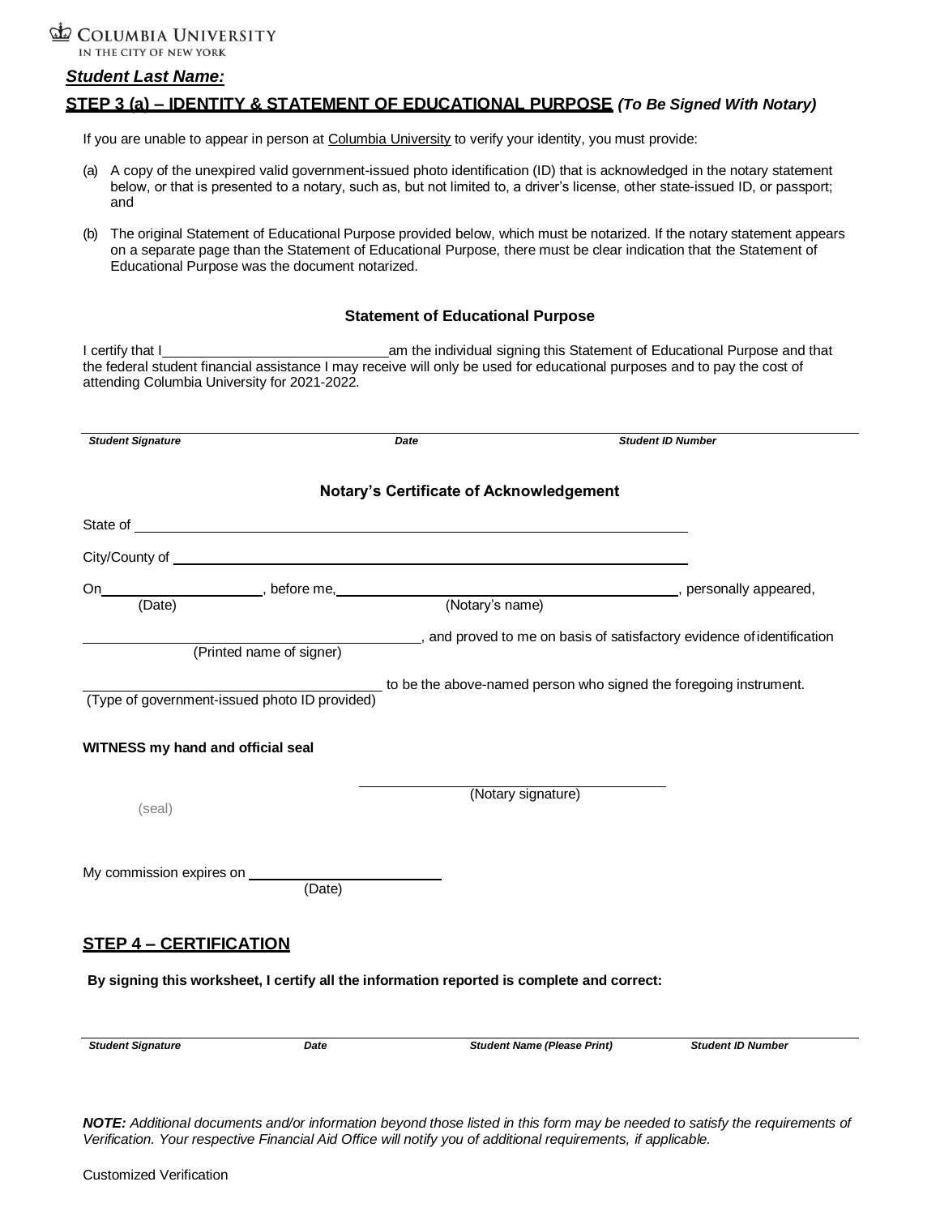COLUMBIA UNIVERSITY
IN THE CITY OF NEW YORK

***Student Last Name:***

## STEP 3 (a) – IDENTITY & STATEMENT OF EDUCATIONAL PURPOSE *(To Be Signed With Notary)*

If you are unable to appear in person at Columbia University to verify your identity, you must provide:

(a) A copy of the unexpired valid government-issued photo identification (ID) that is acknowledged in the notary statement below, or that is presented to a notary, such as, but not limited to, a driver's license, other state-issued ID, or passport; and

(b) The original Statement of Educational Purpose provided below, which must be notarized. If the notary statement appears on a separate page than the Statement of Educational Purpose, there must be clear indication that the Statement of Educational Purpose was the document notarized.

### Statement of Educational Purpose

I certify that I ______________________________ am the individual signing this Statement of Educational Purpose and that the federal student financial assistance I may receive will only be used for educational purposes and to pay the cost of attending Columbia University for 2021-2022.

______________________________________________________________________

***Student Signature*** ***Date*** ***Student ID Number***

### Notary's Certificate of Acknowledgement

State of ______________________________________________________________

City/County of __________________________________________________________

On ____________________ (Date), before me, ______________________________ (Notary's name), personally appeared,

______________________________ (Printed name of signer), and proved to me on basis of satisfactory evidence of identification

______________________________ (Type of government-issued photo ID provided) to be the above-named person who signed the foregoing instrument.

**WITNESS my hand and official seal**

(seal)

______________________________ (Notary signature)

My commission expires on ______________________ (Date)

## STEP 4 – CERTIFICATION

**By signing this worksheet, I certify all the information reported is complete and correct:**

______________________________________________________________________

***Student Signature*** ***Date*** ***Student Name (Please Print)*** ***Student ID Number***

***NOTE:*** *Additional documents and/or information beyond those listed in this form may be needed to satisfy the requirements of Verification. Your respective Financial Aid Office will notify you of additional requirements, if applicable.*

Customized Verification